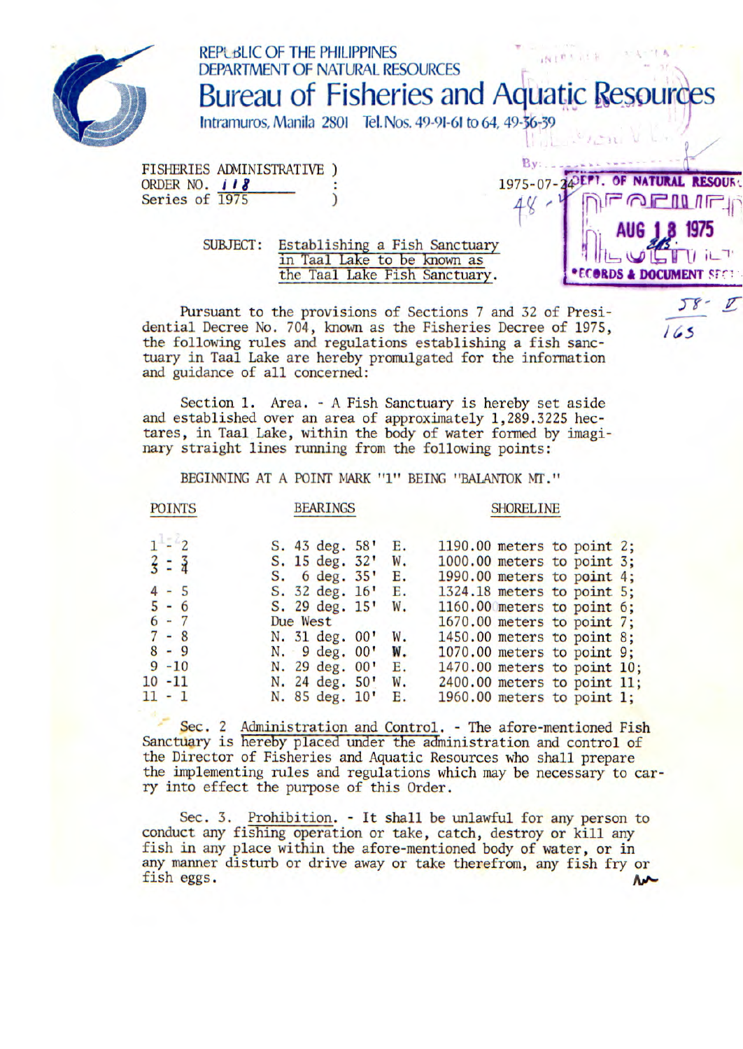REPUBLIC OF THE PHILIPPINES
DEPARTMENT OF NATURAL RESOURCES

# Bureau of Fisheries and Aquatic Resources

Intramuros, Manila 2801 Tel. Nos. 49-91-61 to 64, 49-36-39

FISHERIES ADMINISTRATIVE )
ORDER NO. 118 :
Series of 1975 )

1975-07-24

DEPT. OF NATURAL RESOURCES
RECEIVED
AUG 18 1975
RECORDS & DOCUMENT SECTION

SUBJECT: Establishing a Fish Sanctuary in Taal Lake to be known as the Taal Lake Fish Sanctuary.

Pursuant to the provisions of Sections 7 and 32 of Presidential Decree No. 704, known as the Fisheries Decree of 1975, the following rules and regulations establishing a fish sanctuary in Taal Lake are hereby promulgated for the information and guidance of all concerned:

Section 1. Area. - A Fish Sanctuary is hereby set aside and established over an area of approximately 1,289.3225 hectares, in Taal Lake, within the body of water formed by imaginary straight lines running from the following points:

BEGINNING AT A POINT MARK "1" BEING "BALANTOK MT."

| POINTS | BEARINGS | SHORELINE |
|---|---|---|
| 1 - 2 | S. 43 deg. 58' E. | 1190.00 meters to point 2; |
| 2 - 3 | S. 15 deg. 32' W. | 1000.00 meters to point 3; |
| 3 - 4 | S. 6 deg. 35' E. | 1990.00 meters to point 4; |
| 4 - 5 | S. 32 deg. 16' E. | 1324.18 meters to point 5; |
| 5 - 6 | S. 29 deg. 15' W. | 1160.00 meters to point 6; |
| 6 - 7 | Due West | 1670.00 meters to point 7; |
| 7 - 8 | N. 31 deg. 00' W. | 1450.00 meters to point 8; |
| 8 - 9 | N. 9 deg. 00' W. | 1070.00 meters to point 9; |
| 9 -10 | N. 29 deg. 00' E. | 1470.00 meters to point 10; |
| 10 -11 | N. 24 deg. 50' W. | 2400.00 meters to point 11; |
| 11 - 1 | N. 85 deg. 10' E. | 1960.00 meters to point 1; |

Sec. 2 Administration and Control. - The afore-mentioned Fish Sanctuary is hereby placed under the administration and control of the Director of Fisheries and Aquatic Resources who shall prepare the implementing rules and regulations which may be necessary to carry into effect the purpose of this Order.

Sec. 3. Prohibition. - It shall be unlawful for any person to conduct any fishing operation or take, catch, destroy or kill any fish in any place within the afore-mentioned body of water, or in any manner disturb or drive away or take therefrom, any fish fry or fish eggs.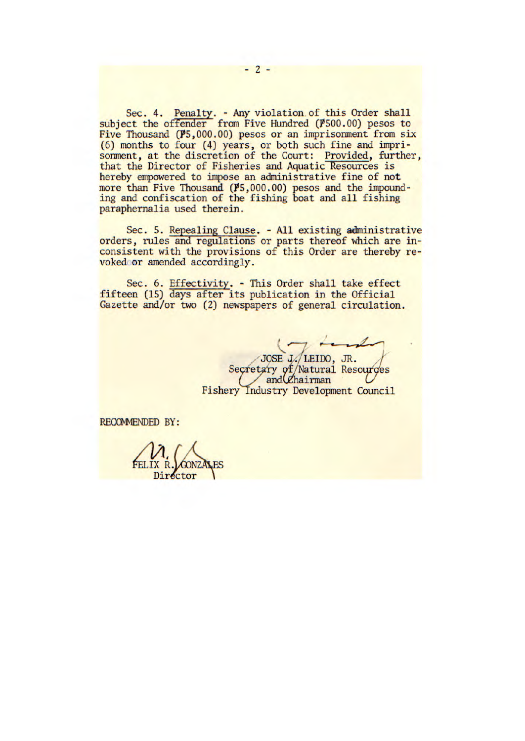Sec. 4. Penalty. - Any violation of this Order shall subject the offender from Five Hundred (₱500.00) pesos to Five Thousand (₱5,000.00) pesos or an imprisonment from six (6) months to four (4) years, or both such fine and imprisonment, at the discretion of the Court: Provided, further, that the Director of Fisheries and Aquatic Resources is hereby empowered to impose an administrative fine of not more than Five Thousand (₱5,000.00) pesos and the impounding and confiscation of the fishing boat and all fishing paraphernalia used therein.

Sec. 5. Repealing Clause. - All existing administrative orders, rules and regulations or parts thereof which are inconsistent with the provisions of this Order are thereby revoked or amended accordingly.

Sec. 6. Effectivity. - This Order shall take effect fifteen (15) days after its publication in the Official Gazette and/or two (2) newspapers of general circulation.

JOSE J. LEIDO, JR.
Secretary of Natural Resources
and Chairman
Fishery Industry Development Council

RECOMMENDED BY:

FELIX R. GONZALES
Director